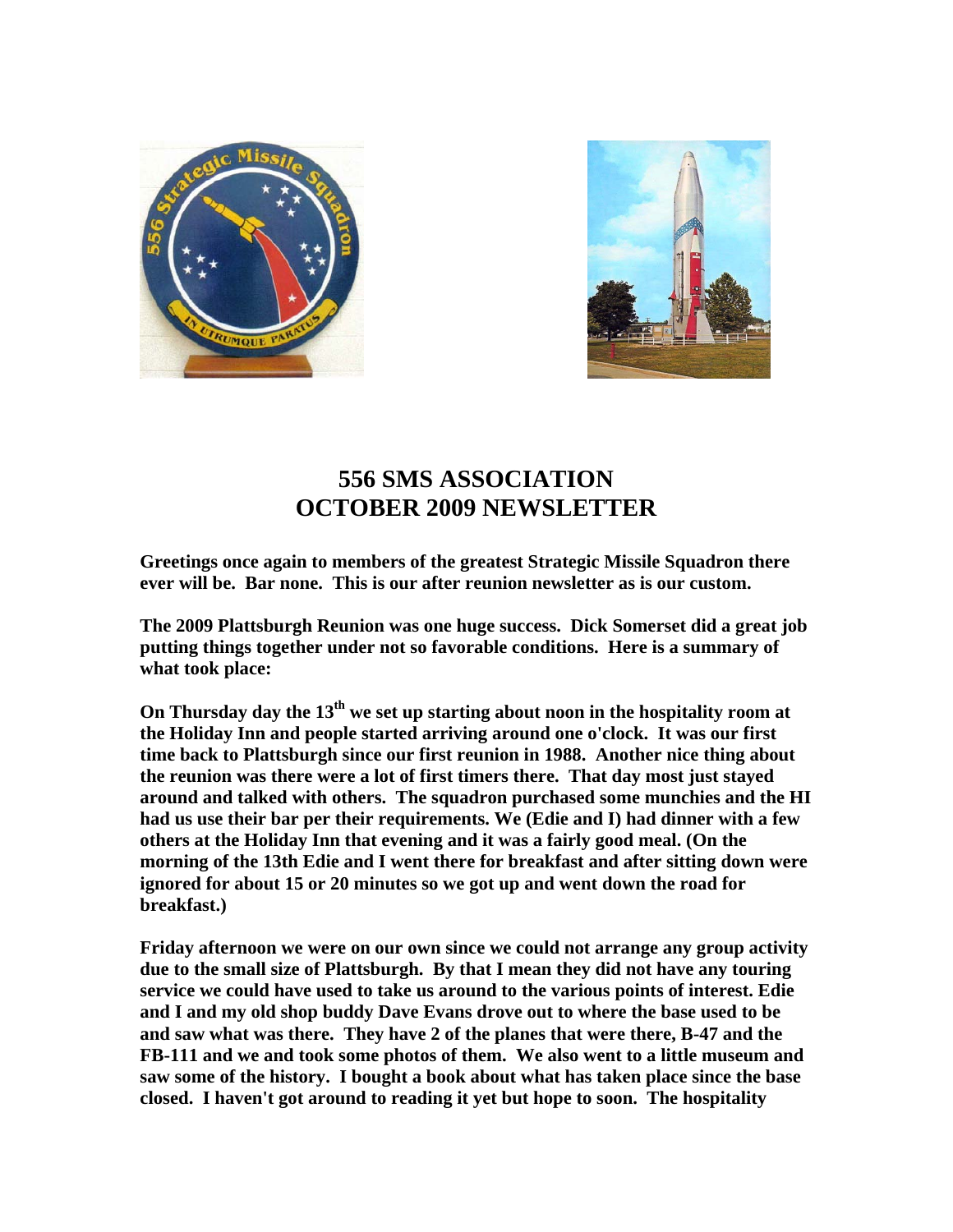# 556 SMS ASSOCIATION
# OCTOBER 2009 NEWSLETTER

**Greetings once again to members of the greatest Strategic Missile Squadron there ever will be. Bar none. This is our after reunion newsletter as is our custom.**

**The 2009 Plattsburgh Reunion was one huge success. Dick Somerset did a great job putting things together under not so favorable conditions. Here is a summary of what took place:**

**On Thursday day the 13th we set up starting about noon in the hospitality room at the Holiday Inn and people started arriving around one o'clock. It was our first time back to Plattsburgh since our first reunion in 1988. Another nice thing about the reunion was there were a lot of first timers there. That day most just stayed around and talked with others. The squadron purchased some munchies and the HI had us use their bar per their requirements. We (Edie and I) had dinner with a few others at the Holiday Inn that evening and it was a fairly good meal. (On the morning of the 13th Edie and I went there for breakfast and after sitting down were ignored for about 15 or 20 minutes so we got up and went down the road for breakfast.)**

**Friday afternoon we were on our own since we could not arrange any group activity due to the small size of Plattsburgh. By that I mean they did not have any touring service we could have used to take us around to the various points of interest. Edie and I and my old shop buddy Dave Evans drove out to where the base used to be and saw what was there. They have 2 of the planes that were there, B-47 and the FB-111 and we and took some photos of them. We also went to a little museum and saw some of the history. I bought a book about what has taken place since the base closed. I haven't got around to reading it yet but hope to soon. The hospitality**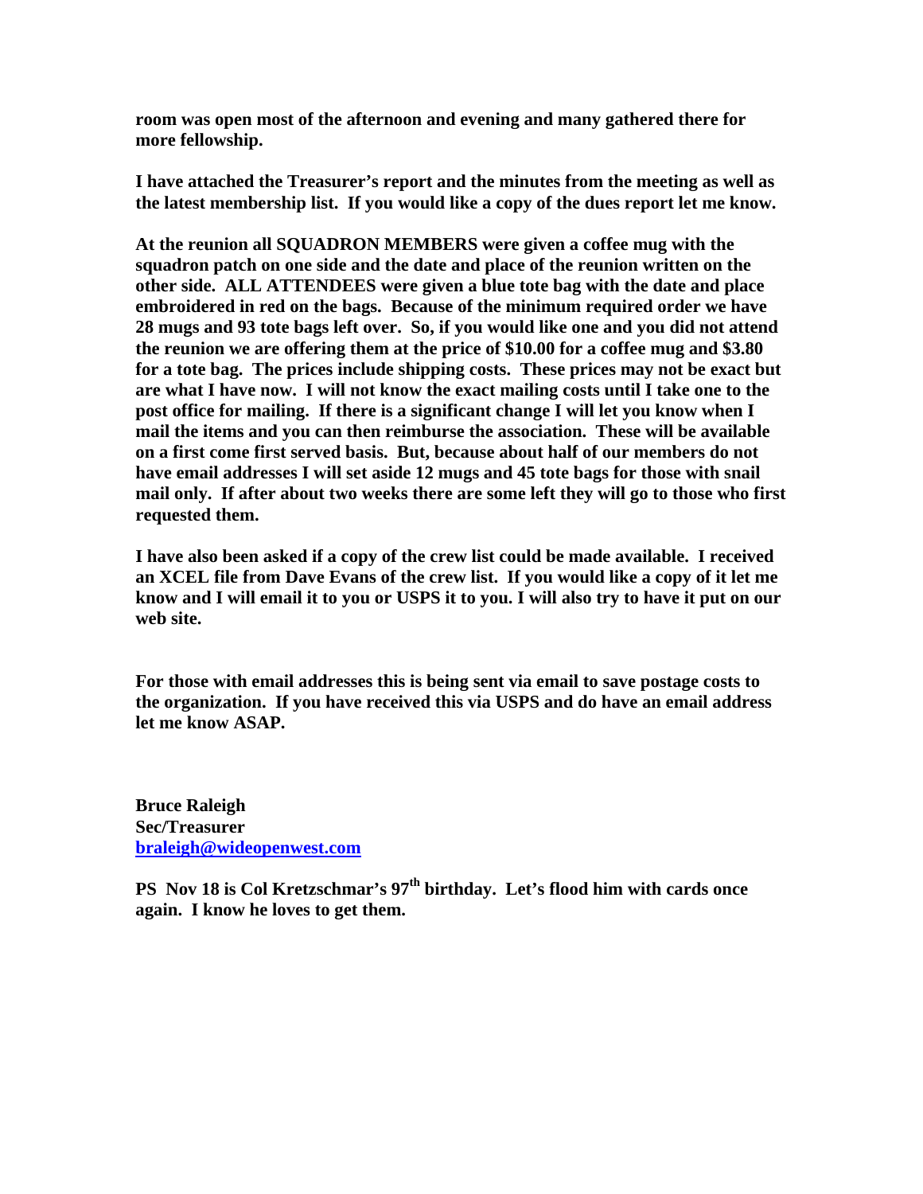**room was open most of the afternoon and evening and many gathered there for more fellowship.**

**I have attached the Treasurer's report and the minutes from the meeting as well as the latest membership list. If you would like a copy of the dues report let me know.**

**At the reunion all SQUADRON MEMBERS were given a coffee mug with the squadron patch on one side and the date and place of the reunion written on the other side. ALL ATTENDEES were given a blue tote bag with the date and place embroidered in red on the bags. Because of the minimum required order we have 28 mugs and 93 tote bags left over. So, if you would like one and you did not attend the reunion we are offering them at the price of $10.00 for a coffee mug and $3.80 for a tote bag. The prices include shipping costs. These prices may not be exact but are what I have now. I will not know the exact mailing costs until I take one to the post office for mailing. If there is a significant change I will let you know when I mail the items and you can then reimburse the association. These will be available on a first come first served basis. But, because about half of our members do not have email addresses I will set aside 12 mugs and 45 tote bags for those with snail mail only. If after about two weeks there are some left they will go to those who first requested them.**

**I have also been asked if a copy of the crew list could be made available. I received an XCEL file from Dave Evans of the crew list. If you would like a copy of it let me know and I will email it to you or USPS it to you. I will also try to have it put on our web site.**

**For those with email addresses this is being sent via email to save postage costs to the organization. If you have received this via USPS and do have an email address let me know ASAP.**

**Bruce Raleigh**
**Sec/Treasurer**
**braleigh@wideopenwest.com**

**PS Nov 18 is Col Kretzschmar's 97th birthday. Let's flood him with cards once again. I know he loves to get them.**